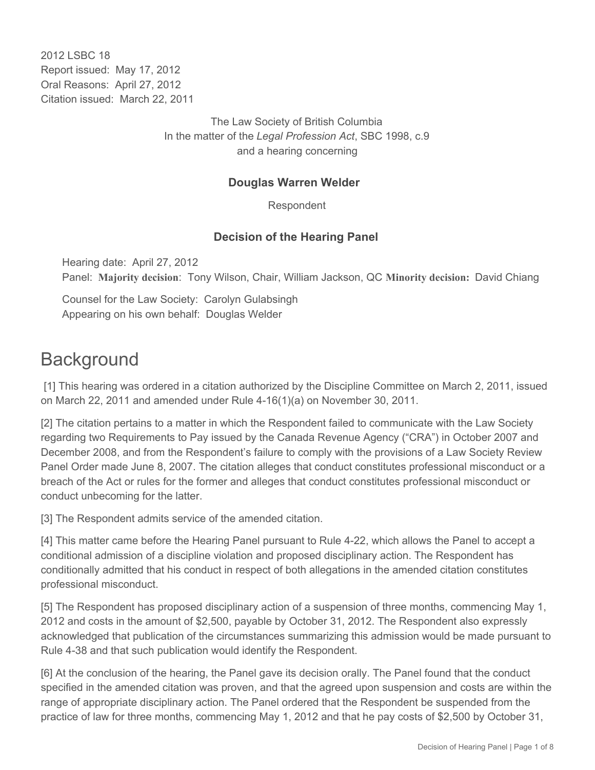2012 LSBC 18
Report issued: May 17, 2012
Oral Reasons: April 27, 2012
Citation issued: March 22, 2011

The Law Society of British Columbia
In the matter of the *Legal Profession Act*, SBC 1998, c.9
and a hearing concerning

**Douglas Warren Welder**

Respondent

**Decision of the Hearing Panel**

Hearing date: April 27, 2012
Panel: **Majority decision**: Tony Wilson, Chair, William Jackson, QC **Minority decision:** David Chiang

Counsel for the Law Society: Carolyn Gulabsingh
Appearing on his own behalf: Douglas Welder

# Background

[1] This hearing was ordered in a citation authorized by the Discipline Committee on March 2, 2011, issued on March 22, 2011 and amended under Rule 4-16(1)(a) on November 30, 2011.

[2] The citation pertains to a matter in which the Respondent failed to communicate with the Law Society regarding two Requirements to Pay issued by the Canada Revenue Agency ("CRA") in October 2007 and December 2008, and from the Respondent's failure to comply with the provisions of a Law Society Review Panel Order made June 8, 2007. The citation alleges that conduct constitutes professional misconduct or a breach of the Act or rules for the former and alleges that conduct constitutes professional misconduct or conduct unbecoming for the latter.

[3] The Respondent admits service of the amended citation.

[4] This matter came before the Hearing Panel pursuant to Rule 4-22, which allows the Panel to accept a conditional admission of a discipline violation and proposed disciplinary action. The Respondent has conditionally admitted that his conduct in respect of both allegations in the amended citation constitutes professional misconduct.

[5] The Respondent has proposed disciplinary action of a suspension of three months, commencing May 1, 2012 and costs in the amount of $2,500, payable by October 31, 2012. The Respondent also expressly acknowledged that publication of the circumstances summarizing this admission would be made pursuant to Rule 4-38 and that such publication would identify the Respondent.

[6] At the conclusion of the hearing, the Panel gave its decision orally. The Panel found that the conduct specified in the amended citation was proven, and that the agreed upon suspension and costs are within the range of appropriate disciplinary action. The Panel ordered that the Respondent be suspended from the practice of law for three months, commencing May 1, 2012 and that he pay costs of $2,500 by October 31,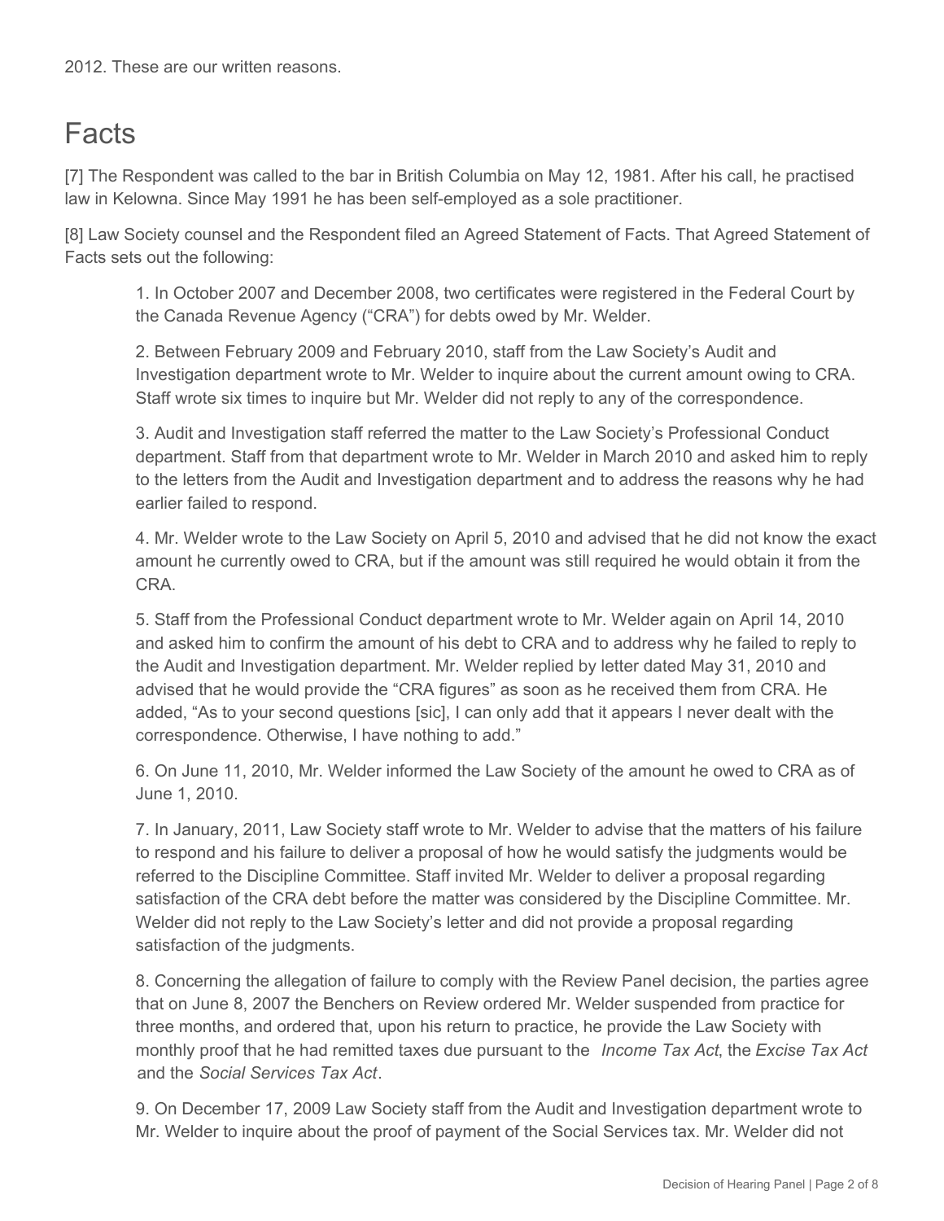2012. These are our written reasons.

# Facts

[7] The Respondent was called to the bar in British Columbia on May 12, 1981. After his call, he practised law in Kelowna. Since May 1991 he has been self-employed as a sole practitioner.

[8] Law Society counsel and the Respondent filed an Agreed Statement of Facts. That Agreed Statement of Facts sets out the following:

> 1. In October 2007 and December 2008, two certificates were registered in the Federal Court by the Canada Revenue Agency ("CRA") for debts owed by Mr. Welder.
>
> 2. Between February 2009 and February 2010, staff from the Law Society's Audit and Investigation department wrote to Mr. Welder to inquire about the current amount owing to CRA. Staff wrote six times to inquire but Mr. Welder did not reply to any of the correspondence.
>
> 3. Audit and Investigation staff referred the matter to the Law Society's Professional Conduct department. Staff from that department wrote to Mr. Welder in March 2010 and asked him to reply to the letters from the Audit and Investigation department and to address the reasons why he had earlier failed to respond.
>
> 4. Mr. Welder wrote to the Law Society on April 5, 2010 and advised that he did not know the exact amount he currently owed to CRA, but if the amount was still required he would obtain it from the CRA.
>
> 5. Staff from the Professional Conduct department wrote to Mr. Welder again on April 14, 2010 and asked him to confirm the amount of his debt to CRA and to address why he failed to reply to the Audit and Investigation department. Mr. Welder replied by letter dated May 31, 2010 and advised that he would provide the "CRA figures" as soon as he received them from CRA. He added, "As to your second questions [sic], I can only add that it appears I never dealt with the correspondence. Otherwise, I have nothing to add."
>
> 6. On June 11, 2010, Mr. Welder informed the Law Society of the amount he owed to CRA as of June 1, 2010.
>
> 7. In January, 2011, Law Society staff wrote to Mr. Welder to advise that the matters of his failure to respond and his failure to deliver a proposal of how he would satisfy the judgments would be referred to the Discipline Committee. Staff invited Mr. Welder to deliver a proposal regarding satisfaction of the CRA debt before the matter was considered by the Discipline Committee. Mr. Welder did not reply to the Law Society's letter and did not provide a proposal regarding satisfaction of the judgments.
>
> 8. Concerning the allegation of failure to comply with the Review Panel decision, the parties agree that on June 8, 2007 the Benchers on Review ordered Mr. Welder suspended from practice for three months, and ordered that, upon his return to practice, he provide the Law Society with monthly proof that he had remitted taxes due pursuant to the *Income Tax Act*, the *Excise Tax Act* and the *Social Services Tax Act*.
>
> 9. On December 17, 2009 Law Society staff from the Audit and Investigation department wrote to Mr. Welder to inquire about the proof of payment of the Social Services tax. Mr. Welder did not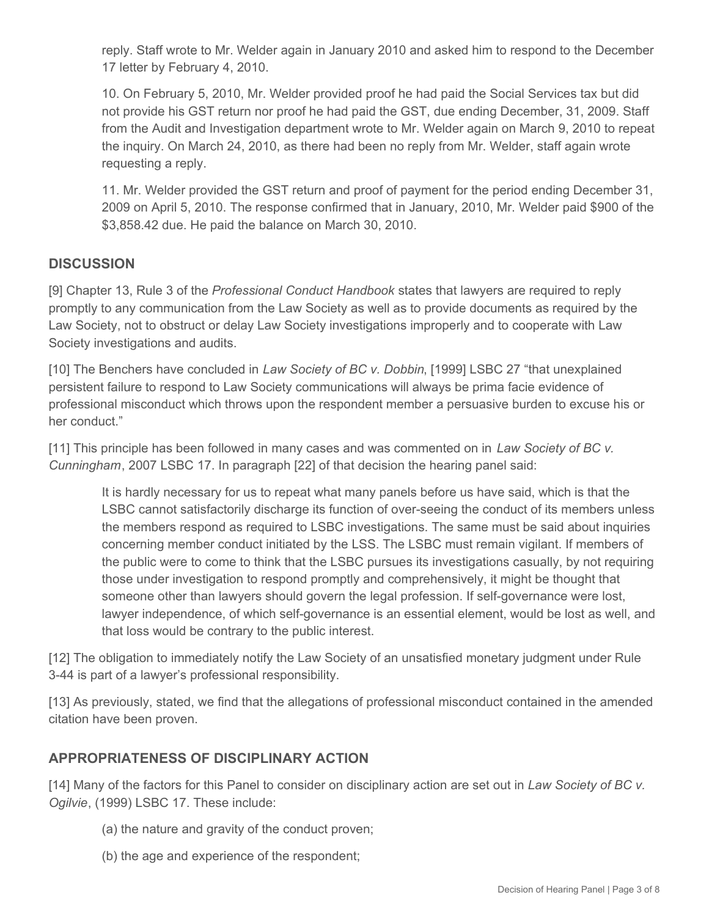reply. Staff wrote to Mr. Welder again in January 2010 and asked him to respond to the December 17 letter by February 4, 2010.

10. On February 5, 2010, Mr. Welder provided proof he had paid the Social Services tax but did not provide his GST return nor proof he had paid the GST, due ending December, 31, 2009. Staff from the Audit and Investigation department wrote to Mr. Welder again on March 9, 2010 to repeat the inquiry. On March 24, 2010, as there had been no reply from Mr. Welder, staff again wrote requesting a reply.

11. Mr. Welder provided the GST return and proof of payment for the period ending December 31, 2009 on April 5, 2010. The response confirmed that in January, 2010, Mr. Welder paid $900 of the $3,858.42 due. He paid the balance on March 30, 2010.

## DISCUSSION

[9] Chapter 13, Rule 3 of the *Professional Conduct Handbook* states that lawyers are required to reply promptly to any communication from the Law Society as well as to provide documents as required by the Law Society, not to obstruct or delay Law Society investigations improperly and to cooperate with Law Society investigations and audits.

[10] The Benchers have concluded in *Law Society of BC v. Dobbin*, [1999] LSBC 27 "that unexplained persistent failure to respond to Law Society communications will always be prima facie evidence of professional misconduct which throws upon the respondent member a persuasive burden to excuse his or her conduct."

[11] This principle has been followed in many cases and was commented on in *Law Society of BC v. Cunningham*, 2007 LSBC 17. In paragraph [22] of that decision the hearing panel said:

> It is hardly necessary for us to repeat what many panels before us have said, which is that the LSBC cannot satisfactorily discharge its function of over-seeing the conduct of its members unless the members respond as required to LSBC investigations. The same must be said about inquiries concerning member conduct initiated by the LSS. The LSBC must remain vigilant. If members of the public were to come to think that the LSBC pursues its investigations casually, by not requiring those under investigation to respond promptly and comprehensively, it might be thought that someone other than lawyers should govern the legal profession. If self-governance were lost, lawyer independence, of which self-governance is an essential element, would be lost as well, and that loss would be contrary to the public interest.

[12] The obligation to immediately notify the Law Society of an unsatisfied monetary judgment under Rule 3-44 is part of a lawyer's professional responsibility.

[13] As previously, stated, we find that the allegations of professional misconduct contained in the amended citation have been proven.

## APPROPRIATENESS OF DISCIPLINARY ACTION

[14] Many of the factors for this Panel to consider on disciplinary action are set out in *Law Society of BC v. Ogilvie*, (1999) LSBC 17. These include:

> (a) the nature and gravity of the conduct proven;
>
> (b) the age and experience of the respondent;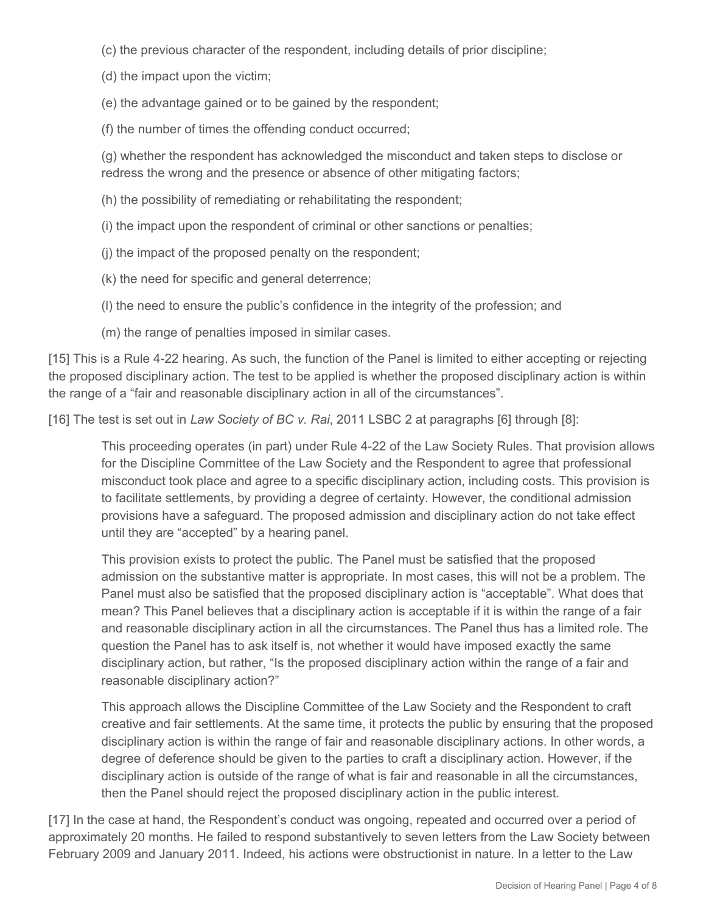(c) the previous character of the respondent, including details of prior discipline;

(d) the impact upon the victim;

(e) the advantage gained or to be gained by the respondent;

(f) the number of times the offending conduct occurred;

(g) whether the respondent has acknowledged the misconduct and taken steps to disclose or redress the wrong and the presence or absence of other mitigating factors;

(h) the possibility of remediating or rehabilitating the respondent;

(i) the impact upon the respondent of criminal or other sanctions or penalties;

(j) the impact of the proposed penalty on the respondent;

(k) the need for specific and general deterrence;

(l) the need to ensure the public's confidence in the integrity of the profession; and

(m) the range of penalties imposed in similar cases.

[15] This is a Rule 4-22 hearing. As such, the function of the Panel is limited to either accepting or rejecting the proposed disciplinary action. The test to be applied is whether the proposed disciplinary action is within the range of a "fair and reasonable disciplinary action in all of the circumstances".

[16] The test is set out in *Law Society of BC v. Rai*, 2011 LSBC 2 at paragraphs [6] through [8]:

> This proceeding operates (in part) under Rule 4-22 of the Law Society Rules. That provision allows for the Discipline Committee of the Law Society and the Respondent to agree that professional misconduct took place and agree to a specific disciplinary action, including costs. This provision is to facilitate settlements, by providing a degree of certainty. However, the conditional admission provisions have a safeguard. The proposed admission and disciplinary action do not take effect until they are "accepted" by a hearing panel.
>
> This provision exists to protect the public. The Panel must be satisfied that the proposed admission on the substantive matter is appropriate. In most cases, this will not be a problem. The Panel must also be satisfied that the proposed disciplinary action is "acceptable". What does that mean? This Panel believes that a disciplinary action is acceptable if it is within the range of a fair and reasonable disciplinary action in all the circumstances. The Panel thus has a limited role. The question the Panel has to ask itself is, not whether it would have imposed exactly the same disciplinary action, but rather, "Is the proposed disciplinary action within the range of a fair and reasonable disciplinary action?"
>
> This approach allows the Discipline Committee of the Law Society and the Respondent to craft creative and fair settlements. At the same time, it protects the public by ensuring that the proposed disciplinary action is within the range of fair and reasonable disciplinary actions. In other words, a degree of deference should be given to the parties to craft a disciplinary action. However, if the disciplinary action is outside of the range of what is fair and reasonable in all the circumstances, then the Panel should reject the proposed disciplinary action in the public interest.

[17] In the case at hand, the Respondent's conduct was ongoing, repeated and occurred over a period of approximately 20 months. He failed to respond substantively to seven letters from the Law Society between February 2009 and January 2011. Indeed, his actions were obstructionist in nature. In a letter to the Law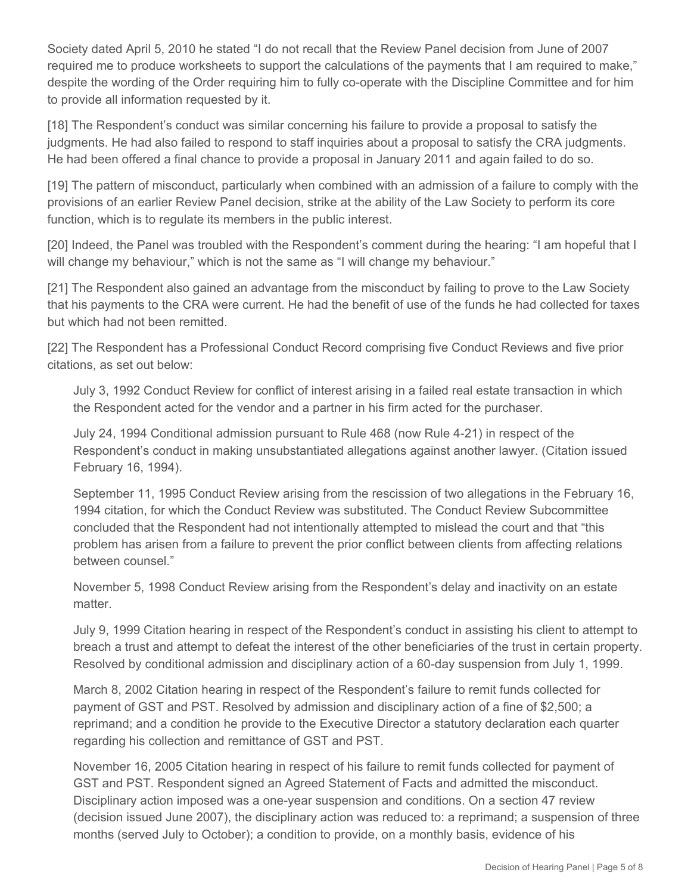Society dated April 5, 2010 he stated "I do not recall that the Review Panel decision from June of 2007 required me to produce worksheets to support the calculations of the payments that I am required to make," despite the wording of the Order requiring him to fully co-operate with the Discipline Committee and for him to provide all information requested by it.

[18] The Respondent's conduct was similar concerning his failure to provide a proposal to satisfy the judgments. He had also failed to respond to staff inquiries about a proposal to satisfy the CRA judgments. He had been offered a final chance to provide a proposal in January 2011 and again failed to do so.

[19] The pattern of misconduct, particularly when combined with an admission of a failure to comply with the provisions of an earlier Review Panel decision, strike at the ability of the Law Society to perform its core function, which is to regulate its members in the public interest.

[20] Indeed, the Panel was troubled with the Respondent's comment during the hearing: "I am hopeful that I will change my behaviour," which is not the same as "I will change my behaviour."

[21] The Respondent also gained an advantage from the misconduct by failing to prove to the Law Society that his payments to the CRA were current. He had the benefit of use of the funds he had collected for taxes but which had not been remitted.

[22] The Respondent has a Professional Conduct Record comprising five Conduct Reviews and five prior citations, as set out below:

> July 3, 1992 Conduct Review for conflict of interest arising in a failed real estate transaction in which the Respondent acted for the vendor and a partner in his firm acted for the purchaser.
>
> July 24, 1994 Conditional admission pursuant to Rule 468 (now Rule 4-21) in respect of the Respondent's conduct in making unsubstantiated allegations against another lawyer. (Citation issued February 16, 1994).
>
> September 11, 1995 Conduct Review arising from the rescission of two allegations in the February 16, 1994 citation, for which the Conduct Review was substituted. The Conduct Review Subcommittee concluded that the Respondent had not intentionally attempted to mislead the court and that "this problem has arisen from a failure to prevent the prior conflict between clients from affecting relations between counsel."
>
> November 5, 1998 Conduct Review arising from the Respondent's delay and inactivity on an estate matter.
>
> July 9, 1999 Citation hearing in respect of the Respondent's conduct in assisting his client to attempt to breach a trust and attempt to defeat the interest of the other beneficiaries of the trust in certain property. Resolved by conditional admission and disciplinary action of a 60-day suspension from July 1, 1999.
>
> March 8, 2002 Citation hearing in respect of the Respondent's failure to remit funds collected for payment of GST and PST. Resolved by admission and disciplinary action of a fine of $2,500; a reprimand; and a condition he provide to the Executive Director a statutory declaration each quarter regarding his collection and remittance of GST and PST.
>
> November 16, 2005 Citation hearing in respect of his failure to remit funds collected for payment of GST and PST. Respondent signed an Agreed Statement of Facts and admitted the misconduct. Disciplinary action imposed was a one-year suspension and conditions. On a section 47 review (decision issued June 2007), the disciplinary action was reduced to: a reprimand; a suspension of three months (served July to October); a condition to provide, on a monthly basis, evidence of his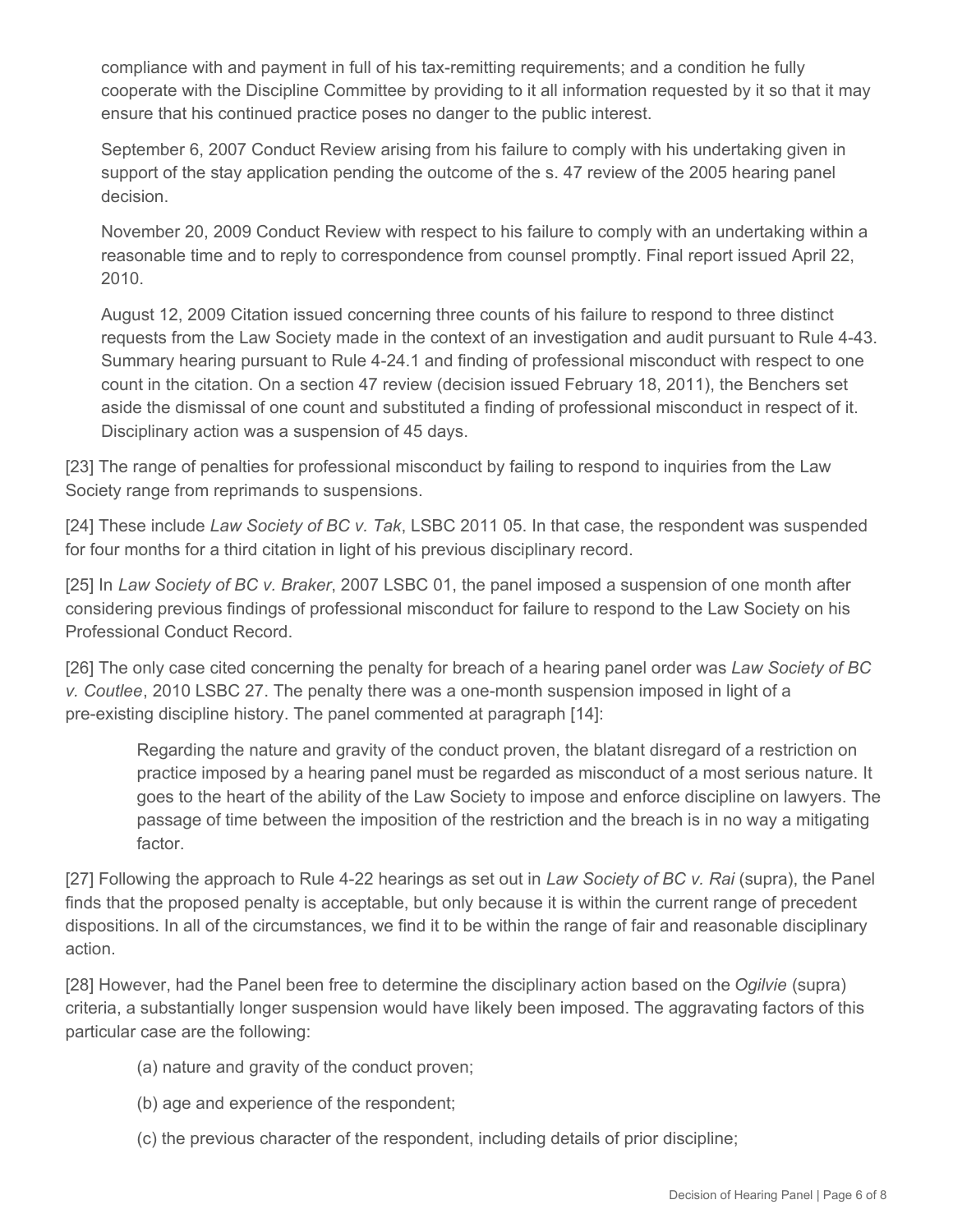compliance with and payment in full of his tax-remitting requirements; and a condition he fully cooperate with the Discipline Committee by providing to it all information requested by it so that it may ensure that his continued practice poses no danger to the public interest.

> September 6, 2007 Conduct Review arising from his failure to comply with his undertaking given in support of the stay application pending the outcome of the s. 47 review of the 2005 hearing panel decision.
>
> November 20, 2009 Conduct Review with respect to his failure to comply with an undertaking within a reasonable time and to reply to correspondence from counsel promptly. Final report issued April 22, 2010.
>
> August 12, 2009 Citation issued concerning three counts of his failure to respond to three distinct requests from the Law Society made in the context of an investigation and audit pursuant to Rule 4-43. Summary hearing pursuant to Rule 4-24.1 and finding of professional misconduct with respect to one count in the citation. On a section 47 review (decision issued February 18, 2011), the Benchers set aside the dismissal of one count and substituted a finding of professional misconduct in respect of it. Disciplinary action was a suspension of 45 days.

[23] The range of penalties for professional misconduct by failing to respond to inquiries from the Law Society range from reprimands to suspensions.

[24] These include *Law Society of BC v. Tak*, LSBC 2011 05. In that case, the respondent was suspended for four months for a third citation in light of his previous disciplinary record.

[25] In *Law Society of BC v. Braker*, 2007 LSBC 01, the panel imposed a suspension of one month after considering previous findings of professional misconduct for failure to respond to the Law Society on his Professional Conduct Record.

[26] The only case cited concerning the penalty for breach of a hearing panel order was *Law Society of BC v. Coutlee*, 2010 LSBC 27. The penalty there was a one-month suspension imposed in light of a pre-existing discipline history. The panel commented at paragraph [14]:

> Regarding the nature and gravity of the conduct proven, the blatant disregard of a restriction on practice imposed by a hearing panel must be regarded as misconduct of a most serious nature. It goes to the heart of the ability of the Law Society to impose and enforce discipline on lawyers. The passage of time between the imposition of the restriction and the breach is in no way a mitigating factor.

[27] Following the approach to Rule 4-22 hearings as set out in *Law Society of BC v. Rai* (supra), the Panel finds that the proposed penalty is acceptable, but only because it is within the current range of precedent dispositions. In all of the circumstances, we find it to be within the range of fair and reasonable disciplinary action.

[28] However, had the Panel been free to determine the disciplinary action based on the *Ogilvie* (supra) criteria, a substantially longer suspension would have likely been imposed. The aggravating factors of this particular case are the following:

(a) nature and gravity of the conduct proven;

(b) age and experience of the respondent;

(c) the previous character of the respondent, including details of prior discipline;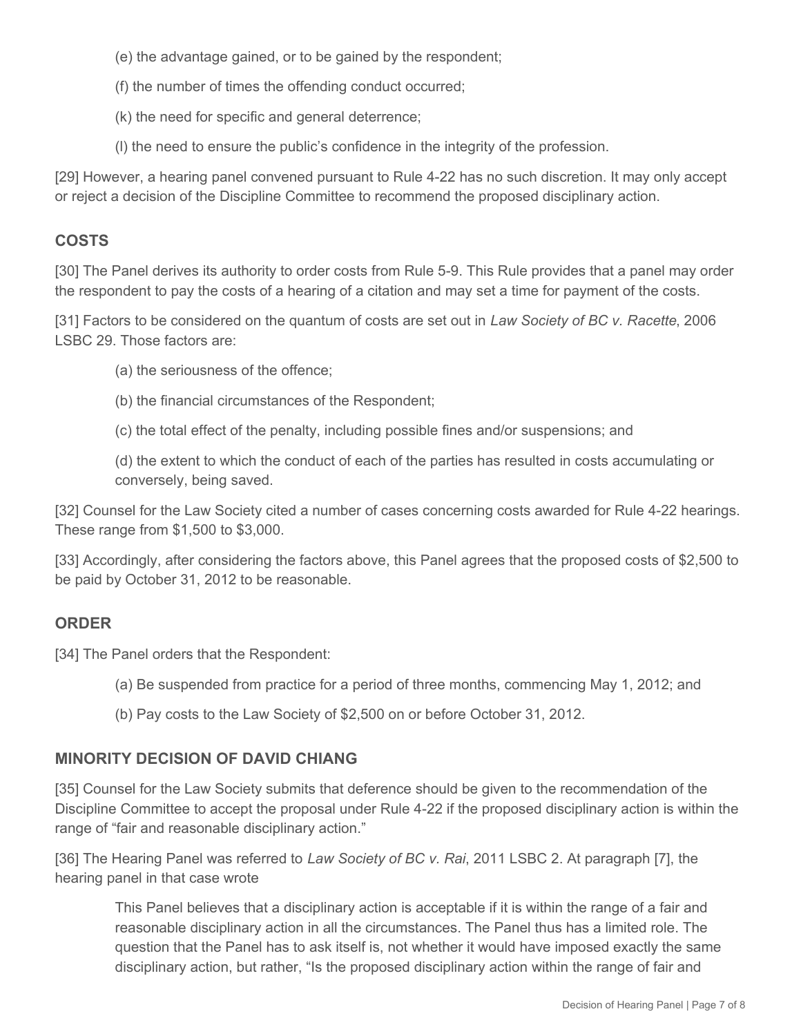(e) the advantage gained, or to be gained by the respondent;

(f) the number of times the offending conduct occurred;

(k) the need for specific and general deterrence;

(l) the need to ensure the public's confidence in the integrity of the profession.

[29] However, a hearing panel convened pursuant to Rule 4-22 has no such discretion. It may only accept or reject a decision of the Discipline Committee to recommend the proposed disciplinary action.

## COSTS

[30] The Panel derives its authority to order costs from Rule 5-9. This Rule provides that a panel may order the respondent to pay the costs of a hearing of a citation and may set a time for payment of the costs.

[31] Factors to be considered on the quantum of costs are set out in *Law Society of BC v. Racette*, 2006 LSBC 29. Those factors are:

(a) the seriousness of the offence;

(b) the financial circumstances of the Respondent;

(c) the total effect of the penalty, including possible fines and/or suspensions; and

(d) the extent to which the conduct of each of the parties has resulted in costs accumulating or conversely, being saved.

[32] Counsel for the Law Society cited a number of cases concerning costs awarded for Rule 4-22 hearings. These range from $1,500 to $3,000.

[33] Accordingly, after considering the factors above, this Panel agrees that the proposed costs of $2,500 to be paid by October 31, 2012 to be reasonable.

## ORDER

[34] The Panel orders that the Respondent:

(a) Be suspended from practice for a period of three months, commencing May 1, 2012; and

(b) Pay costs to the Law Society of $2,500 on or before October 31, 2012.

## MINORITY DECISION OF DAVID CHIANG

[35] Counsel for the Law Society submits that deference should be given to the recommendation of the Discipline Committee to accept the proposal under Rule 4-22 if the proposed disciplinary action is within the range of "fair and reasonable disciplinary action."

[36] The Hearing Panel was referred to *Law Society of BC v. Rai*, 2011 LSBC 2. At paragraph [7], the hearing panel in that case wrote

> This Panel believes that a disciplinary action is acceptable if it is within the range of a fair and reasonable disciplinary action in all the circumstances. The Panel thus has a limited role. The question that the Panel has to ask itself is, not whether it would have imposed exactly the same disciplinary action, but rather, "Is the proposed disciplinary action within the range of fair and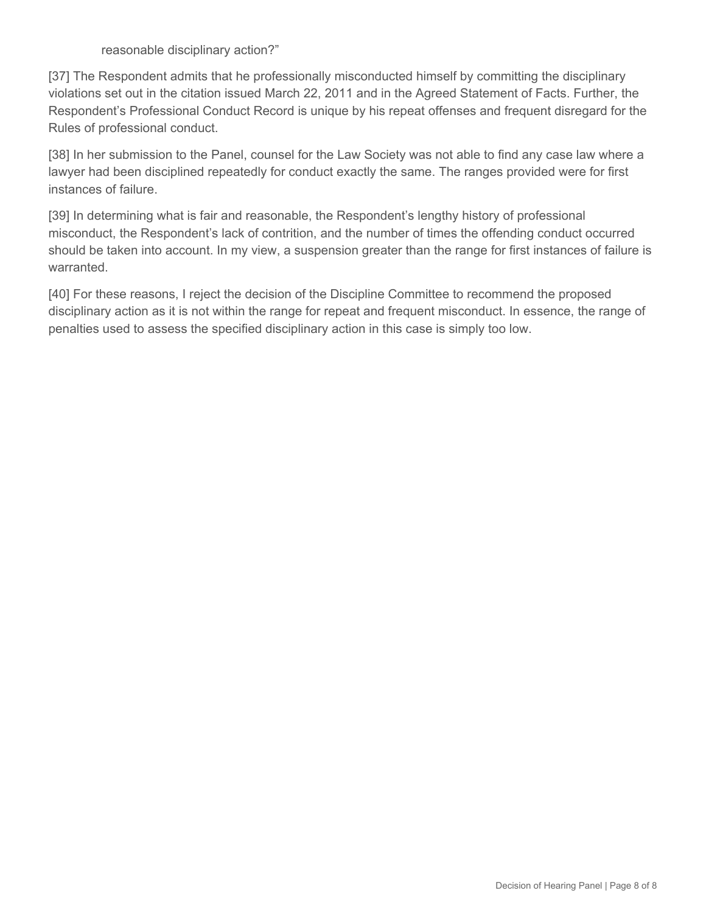reasonable disciplinary action?"

[37] The Respondent admits that he professionally misconducted himself by committing the disciplinary violations set out in the citation issued March 22, 2011 and in the Agreed Statement of Facts. Further, the Respondent's Professional Conduct Record is unique by his repeat offenses and frequent disregard for the Rules of professional conduct.

[38] In her submission to the Panel, counsel for the Law Society was not able to find any case law where a lawyer had been disciplined repeatedly for conduct exactly the same. The ranges provided were for first instances of failure.

[39] In determining what is fair and reasonable, the Respondent's lengthy history of professional misconduct, the Respondent's lack of contrition, and the number of times the offending conduct occurred should be taken into account. In my view, a suspension greater than the range for first instances of failure is warranted.

[40] For these reasons, I reject the decision of the Discipline Committee to recommend the proposed disciplinary action as it is not within the range for repeat and frequent misconduct. In essence, the range of penalties used to assess the specified disciplinary action in this case is simply too low.